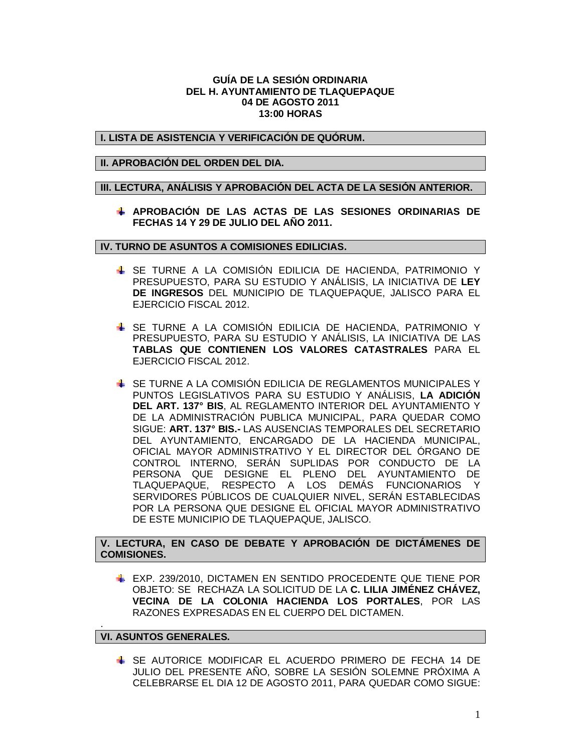**GUÍA DE LA SESIÓN ORDINARIA**
**DEL H. AYUNTAMIENTO DE TLAQUEPAQUE**
**04 DE AGOSTO 2011**
**13:00 HORAS**

## I. LISTA DE ASISTENCIA Y VERIFICACIÓN DE QUÓRUM.

## II. APROBACIÓN DEL ORDEN DEL DIA.

## III. LECTURA, ANÁLISIS Y APROBACIÓN DEL ACTA DE LA SESIÓN ANTERIOR.

- **APROBACIÓN DE LAS ACTAS DE LAS SESIONES ORDINARIAS DE FECHAS 14 Y 29 DE JULIO DEL AÑO 2011.**

## IV. TURNO DE ASUNTOS A COMISIONES EDILICIAS.

- SE TURNE A LA COMISIÓN EDILICIA DE HACIENDA, PATRIMONIO Y PRESUPUESTO, PARA SU ESTUDIO Y ANÁLISIS, LA INICIATIVA DE **LEY DE INGRESOS** DEL MUNICIPIO DE TLAQUEPAQUE, JALISCO PARA EL EJERCICIO FISCAL 2012.

- SE TURNE A LA COMISIÓN EDILICIA DE HACIENDA, PATRIMONIO Y PRESUPUESTO, PARA SU ESTUDIO Y ANÁLISIS, LA INICIATIVA DE LAS **TABLAS QUE CONTIENEN LOS VALORES CATASTRALES** PARA EL EJERCICIO FISCAL 2012.

- SE TURNE A LA COMISIÓN EDILICIA DE REGLAMENTOS MUNICIPALES Y PUNTOS LEGISLATIVOS PARA SU ESTUDIO Y ANÁLISIS, **LA ADICIÓN DEL ART. 137° BIS**, AL REGLAMENTO INTERIOR DEL AYUNTAMIENTO Y DE LA ADMINISTRACIÓN PUBLICA MUNICIPAL, PARA QUEDAR COMO SIGUE: **ART. 137° BIS.-** LAS AUSENCIAS TEMPORALES DEL SECRETARIO DEL AYUNTAMIENTO, ENCARGADO DE LA HACIENDA MUNICIPAL, OFICIAL MAYOR ADMINISTRATIVO Y EL DIRECTOR DEL ÓRGANO DE CONTROL INTERNO, SERÁN SUPLIDAS POR CONDUCTO DE LA PERSONA QUE DESIGNE EL PLENO DEL AYUNTAMIENTO DE TLAQUEPAQUE, RESPECTO A LOS DEMÁS FUNCIONARIOS Y SERVIDORES PÚBLICOS DE CUALQUIER NIVEL, SERÁN ESTABLECIDAS POR LA PERSONA QUE DESIGNE EL OFICIAL MAYOR ADMINISTRATIVO DE ESTE MUNICIPIO DE TLAQUEPAQUE, JALISCO.

## V. LECTURA, EN CASO DE DEBATE Y APROBACIÓN DE DICTÁMENES DE COMISIONES.

- EXP. 239/2010, DICTAMEN EN SENTIDO PROCEDENTE QUE TIENE POR OBJETO: SE RECHAZA LA SOLICITUD DE LA **C. LILIA JIMÉNEZ CHÁVEZ, VECINA DE LA COLONIA HACIENDA LOS PORTALES**, POR LAS RAZONES EXPRESADAS EN EL CUERPO DEL DICTAMEN.

## VI. ASUNTOS GENERALES.

- SE AUTORICE MODIFICAR EL ACUERDO PRIMERO DE FECHA 14 DE JULIO DEL PRESENTE AÑO, SOBRE LA SESIÓN SOLEMNE PRÓXIMA A CELEBRARSE EL DIA 12 DE AGOSTO 2011, PARA QUEDAR COMO SIGUE: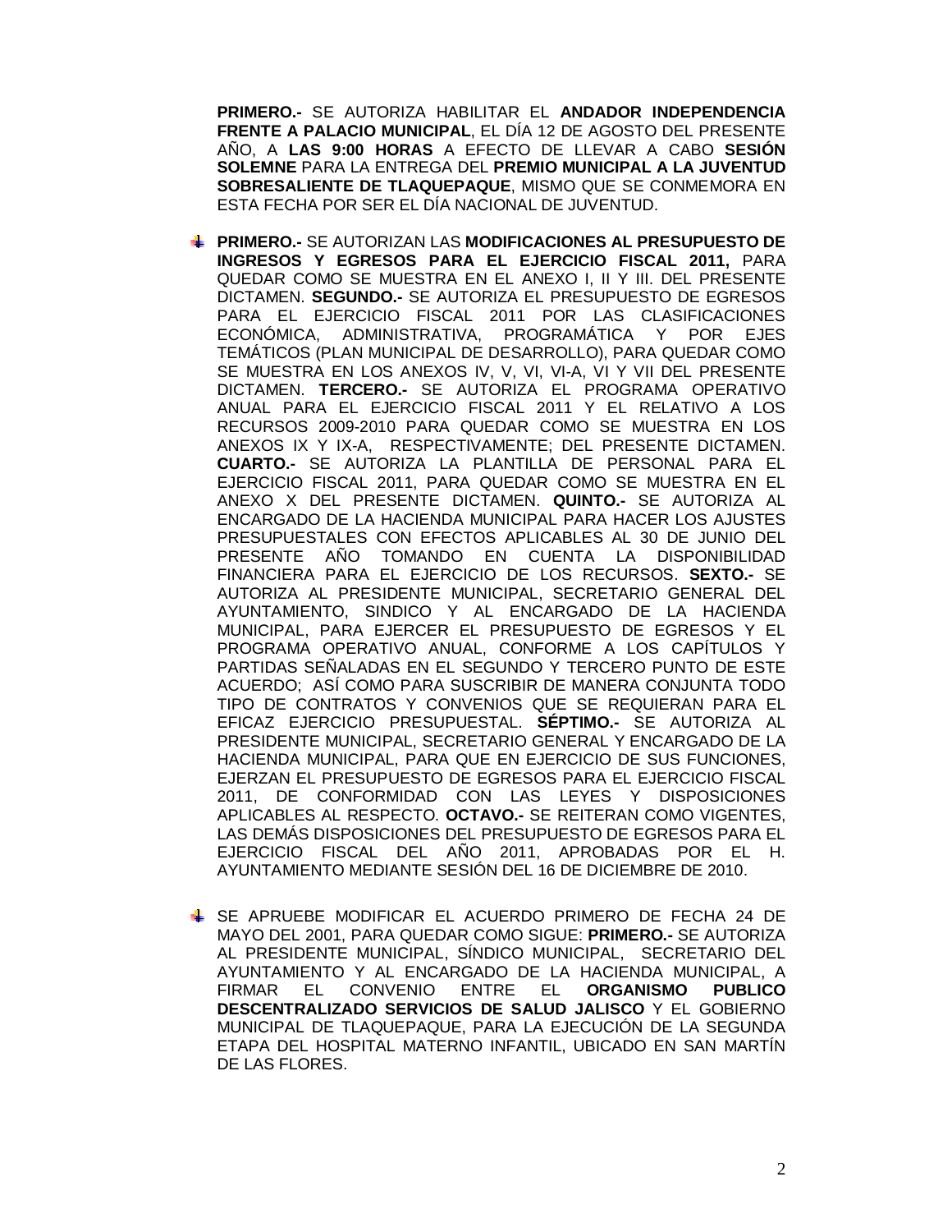**PRIMERO.-** SE AUTORIZA HABILITAR EL **ANDADOR INDEPENDENCIA FRENTE A PALACIO MUNICIPAL**, EL DÍA 12 DE AGOSTO DEL PRESENTE AÑO, A **LAS 9:00 HORAS** A EFECTO DE LLEVAR A CABO **SESIÓN SOLEMNE** PARA LA ENTREGA DEL **PREMIO MUNICIPAL A LA JUVENTUD SOBRESALIENTE DE TLAQUEPAQUE**, MISMO QUE SE CONMEMORA EN ESTA FECHA POR SER EL DÍA NACIONAL DE JUVENTUD.

- **PRIMERO.-** SE AUTORIZAN LAS **MODIFICACIONES AL PRESUPUESTO DE INGRESOS Y EGRESOS PARA EL EJERCICIO FISCAL 2011,** PARA QUEDAR COMO SE MUESTRA EN EL ANEXO I, II Y III. DEL PRESENTE DICTAMEN. **SEGUNDO.-** SE AUTORIZA EL PRESUPUESTO DE EGRESOS PARA EL EJERCICIO FISCAL 2011 POR LAS CLASIFICACIONES ECONÓMICA, ADMINISTRATIVA, PROGRAMÁTICA Y POR EJES TEMÁTICOS (PLAN MUNICIPAL DE DESARROLLO), PARA QUEDAR COMO SE MUESTRA EN LOS ANEXOS IV, V, VI, VI-A, VI Y VII DEL PRESENTE DICTAMEN. **TERCERO.-** SE AUTORIZA EL PROGRAMA OPERATIVO ANUAL PARA EL EJERCICIO FISCAL 2011 Y EL RELATIVO A LOS RECURSOS 2009-2010 PARA QUEDAR COMO SE MUESTRA EN LOS ANEXOS IX Y IX-A, RESPECTIVAMENTE; DEL PRESENTE DICTAMEN. **CUARTO.-** SE AUTORIZA LA PLANTILLA DE PERSONAL PARA EL EJERCICIO FISCAL 2011, PARA QUEDAR COMO SE MUESTRA EN EL ANEXO X DEL PRESENTE DICTAMEN. **QUINTO.-** SE AUTORIZA AL ENCARGADO DE LA HACIENDA MUNICIPAL PARA HACER LOS AJUSTES PRESUPUESTALES CON EFECTOS APLICABLES AL 30 DE JUNIO DEL PRESENTE AÑO TOMANDO EN CUENTA LA DISPONIBILIDAD FINANCIERA PARA EL EJERCICIO DE LOS RECURSOS. **SEXTO.-** SE AUTORIZA AL PRESIDENTE MUNICIPAL, SECRETARIO GENERAL DEL AYUNTAMIENTO, SINDICO Y AL ENCARGADO DE LA HACIENDA MUNICIPAL, PARA EJERCER EL PRESUPUESTO DE EGRESOS Y EL PROGRAMA OPERATIVO ANUAL, CONFORME A LOS CAPÍTULOS Y PARTIDAS SEÑALADAS EN EL SEGUNDO Y TERCERO PUNTO DE ESTE ACUERDO; ASÍ COMO PARA SUSCRIBIR DE MANERA CONJUNTA TODO TIPO DE CONTRATOS Y CONVENIOS QUE SE REQUIERAN PARA EL EFICAZ EJERCICIO PRESUPUESTAL. **SÉPTIMO.-** SE AUTORIZA AL PRESIDENTE MUNICIPAL, SECRETARIO GENERAL Y ENCARGADO DE LA HACIENDA MUNICIPAL, PARA QUE EN EJERCICIO DE SUS FUNCIONES, EJERZAN EL PRESUPUESTO DE EGRESOS PARA EL EJERCICIO FISCAL 2011, DE CONFORMIDAD CON LAS LEYES Y DISPOSICIONES APLICABLES AL RESPECTO. **OCTAVO.-** SE REITERAN COMO VIGENTES, LAS DEMÁS DISPOSICIONES DEL PRESUPUESTO DE EGRESOS PARA EL EJERCICIO FISCAL DEL AÑO 2011, APROBADAS POR EL H. AYUNTAMIENTO MEDIANTE SESIÓN DEL 16 DE DICIEMBRE DE 2010.

- SE APRUEBE MODIFICAR EL ACUERDO PRIMERO DE FECHA 24 DE MAYO DEL 2001, PARA QUEDAR COMO SIGUE: **PRIMERO.-** SE AUTORIZA AL PRESIDENTE MUNICIPAL, SÍNDICO MUNICIPAL, SECRETARIO DEL AYUNTAMIENTO Y AL ENCARGADO DE LA HACIENDA MUNICIPAL, A FIRMAR EL CONVENIO ENTRE EL **ORGANISMO PUBLICO DESCENTRALIZADO SERVICIOS DE SALUD JALISCO** Y EL GOBIERNO MUNICIPAL DE TLAQUEPAQUE, PARA LA EJECUCIÓN DE LA SEGUNDA ETAPA DEL HOSPITAL MATERNO INFANTIL, UBICADO EN SAN MARTÍN DE LAS FLORES.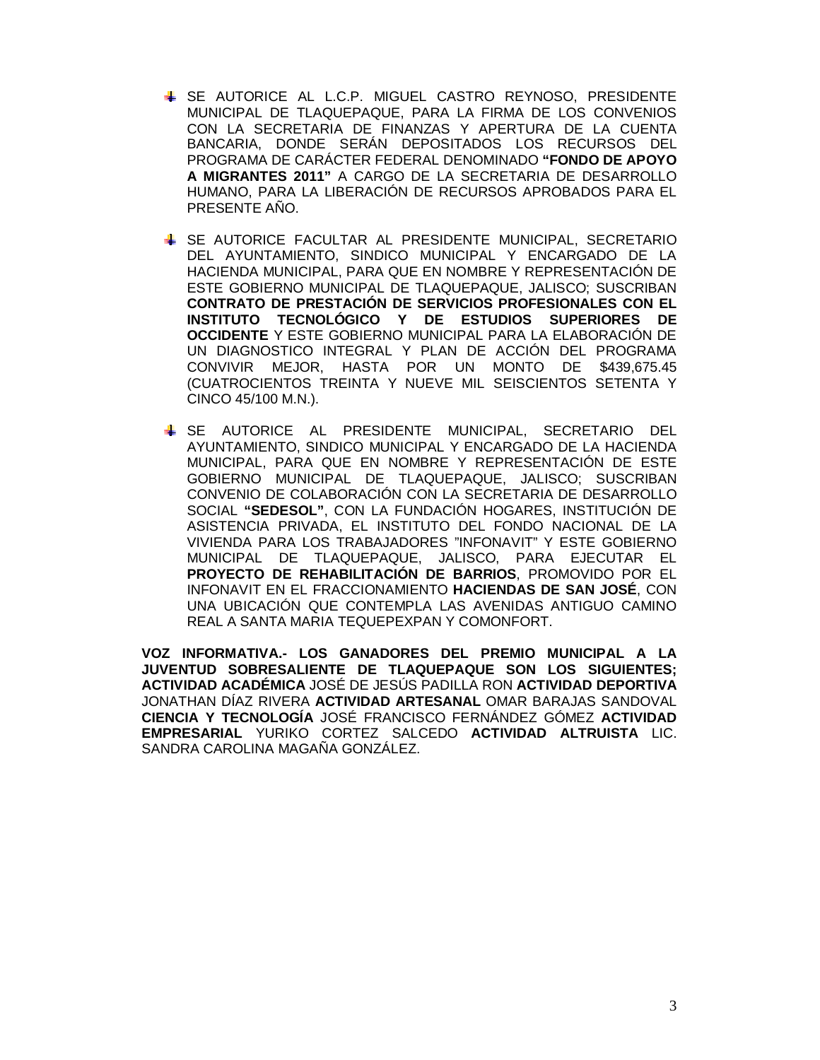- SE AUTORICE AL L.C.P. MIGUEL CASTRO REYNOSO, PRESIDENTE MUNICIPAL DE TLAQUEPAQUE, PARA LA FIRMA DE LOS CONVENIOS CON LA SECRETARIA DE FINANZAS Y APERTURA DE LA CUENTA BANCARIA, DONDE SERÁN DEPOSITADOS LOS RECURSOS DEL PROGRAMA DE CARÁCTER FEDERAL DENOMINADO **"FONDO DE APOYO A MIGRANTES 2011"** A CARGO DE LA SECRETARIA DE DESARROLLO HUMANO, PARA LA LIBERACIÓN DE RECURSOS APROBADOS PARA EL PRESENTE AÑO.

- SE AUTORICE FACULTAR AL PRESIDENTE MUNICIPAL, SECRETARIO DEL AYUNTAMIENTO, SINDICO MUNICIPAL Y ENCARGADO DE LA HACIENDA MUNICIPAL, PARA QUE EN NOMBRE Y REPRESENTACIÓN DE ESTE GOBIERNO MUNICIPAL DE TLAQUEPAQUE, JALISCO; SUSCRIBAN **CONTRATO DE PRESTACIÓN DE SERVICIOS PROFESIONALES CON EL INSTITUTO TECNOLÓGICO Y DE ESTUDIOS SUPERIORES DE OCCIDENTE** Y ESTE GOBIERNO MUNICIPAL PARA LA ELABORACIÓN DE UN DIAGNOSTICO INTEGRAL Y PLAN DE ACCIÓN DEL PROGRAMA CONVIVIR MEJOR, HASTA POR UN MONTO DE $439,675.45 (CUATROCIENTOS TREINTA Y NUEVE MIL SEISCIENTOS SETENTA Y CINCO 45/100 M.N.).

- SE AUTORICE AL PRESIDENTE MUNICIPAL, SECRETARIO DEL AYUNTAMIENTO, SINDICO MUNICIPAL Y ENCARGADO DE LA HACIENDA MUNICIPAL, PARA QUE EN NOMBRE Y REPRESENTACIÓN DE ESTE GOBIERNO MUNICIPAL DE TLAQUEPAQUE, JALISCO; SUSCRIBAN CONVENIO DE COLABORACIÓN CON LA SECRETARIA DE DESARROLLO SOCIAL **"SEDESOL"**, CON LA FUNDACIÓN HOGARES, INSTITUCIÓN DE ASISTENCIA PRIVADA, EL INSTITUTO DEL FONDO NACIONAL DE LA VIVIENDA PARA LOS TRABAJADORES "INFONAVIT" Y ESTE GOBIERNO MUNICIPAL DE TLAQUEPAQUE, JALISCO, PARA EJECUTAR EL **PROYECTO DE REHABILITACIÓN DE BARRIOS**, PROMOVIDO POR EL INFONAVIT EN EL FRACCIONAMIENTO **HACIENDAS DE SAN JOSÉ**, CON UNA UBICACIÓN QUE CONTEMPLA LAS AVENIDAS ANTIGUO CAMINO REAL A SANTA MARIA TEQUEPEXPAN Y COMONFORT.

**VOZ INFORMATIVA.- LOS GANADORES DEL PREMIO MUNICIPAL A LA JUVENTUD SOBRESALIENTE DE TLAQUEPAQUE SON LOS SIGUIENTES; ACTIVIDAD ACADÉMICA** JOSÉ DE JESÚS PADILLA RON **ACTIVIDAD DEPORTIVA** JONATHAN DÍAZ RIVERA **ACTIVIDAD ARTESANAL** OMAR BARAJAS SANDOVAL **CIENCIA Y TECNOLOGÍA** JOSÉ FRANCISCO FERNÁNDEZ GÓMEZ **ACTIVIDAD EMPRESARIAL** YURIKO CORTEZ SALCEDO **ACTIVIDAD ALTRUISTA** LIC. SANDRA CAROLINA MAGAÑA GONZÁLEZ.